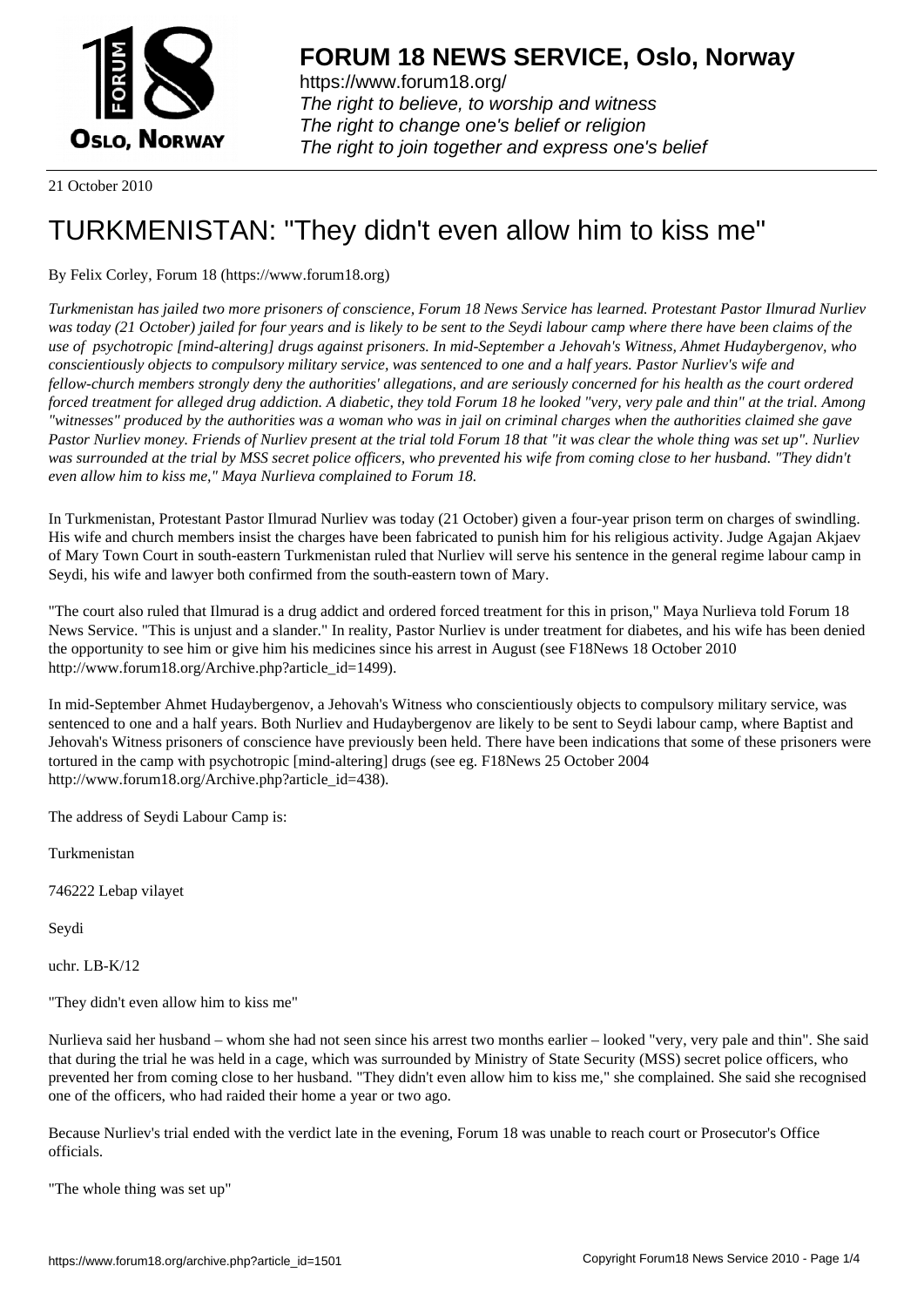# FORUM 18 NEWS SERVICE, Oslo, Norway

https://www.forum18.org/
*The right to believe, to worship and witness*
*The right to change one's belief or religion*
*The right to join together and express one's belief*

21 October 2010

# TURKMENISTAN: "They didn't even allow him to kiss me"

By Felix Corley, Forum 18 (https://www.forum18.org)

*Turkmenistan has jailed two more prisoners of conscience, Forum 18 News Service has learned. Protestant Pastor Ilmurad Nurliev was today (21 October) jailed for four years and is likely to be sent to the Seydi labour camp where there have been claims of the use of psychotropic [mind-altering] drugs against prisoners. In mid-September a Jehovah's Witness, Ahmet Hudaybergenov, who conscientiously objects to compulsory military service, was sentenced to one and a half years. Pastor Nurliev's wife and fellow-church members strongly deny the authorities' allegations, and are seriously concerned for his health as the court ordered forced treatment for alleged drug addiction. A diabetic, they told Forum 18 he looked "very, very pale and thin" at the trial. Among "witnesses" produced by the authorities was a woman who was in jail on criminal charges when the authorities claimed she gave Pastor Nurliev money. Friends of Nurliev present at the trial told Forum 18 that "it was clear the whole thing was set up". Nurliev was surrounded at the trial by MSS secret police officers, who prevented his wife from coming close to her husband. "They didn't even allow him to kiss me," Maya Nurlieva complained to Forum 18.*

In Turkmenistan, Protestant Pastor Ilmurad Nurliev was today (21 October) given a four-year prison term on charges of swindling. His wife and church members insist the charges have been fabricated to punish him for his religious activity. Judge Agajan Akjaev of Mary Town Court in south-eastern Turkmenistan ruled that Nurliev will serve his sentence in the general regime labour camp in Seydi, his wife and lawyer both confirmed from the south-eastern town of Mary.

"The court also ruled that Ilmurad is a drug addict and ordered forced treatment for this in prison," Maya Nurlieva told Forum 18 News Service. "This is unjust and a slander." In reality, Pastor Nurliev is under treatment for diabetes, and his wife has been denied the opportunity to see him or give him his medicines since his arrest in August (see F18News 18 October 2010 http://www.forum18.org/Archive.php?article_id=1499).

In mid-September Ahmet Hudaybergenov, a Jehovah's Witness who conscientiously objects to compulsory military service, was sentenced to one and a half years. Both Nurliev and Hudaybergenov are likely to be sent to Seydi labour camp, where Baptist and Jehovah's Witness prisoners of conscience have previously been held. There have been indications that some of these prisoners were tortured in the camp with psychotropic [mind-altering] drugs (see eg. F18News 25 October 2004 http://www.forum18.org/Archive.php?article_id=438).

The address of Seydi Labour Camp is:

Turkmenistan

746222 Lebap vilayet

Seydi

uchr. LB-K/12

"They didn't even allow him to kiss me"

Nurlieva said her husband – whom she had not seen since his arrest two months earlier – looked "very, very pale and thin". She said that during the trial he was held in a cage, which was surrounded by Ministry of State Security (MSS) secret police officers, who prevented her from coming close to her husband. "They didn't even allow him to kiss me," she complained. She said she recognised one of the officers, who had raided their home a year or two ago.

Because Nurliev's trial ended with the verdict late in the evening, Forum 18 was unable to reach court or Prosecutor's Office officials.

"The whole thing was set up"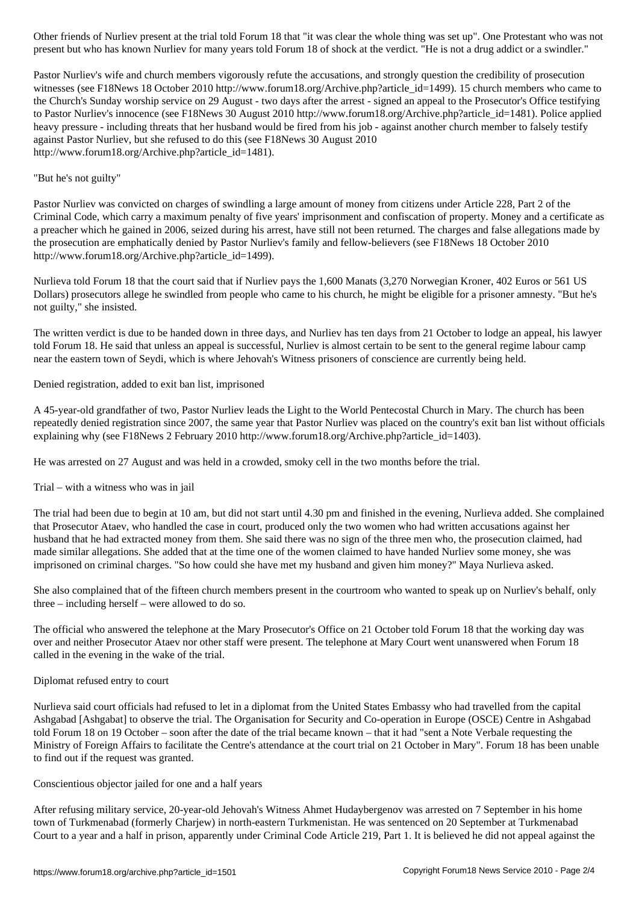Other friends of Nurliev present at the trial told Forum 18 that "it was clear the whole thing was set up". One Protestant who was not present but who has known Nurliev for many years told Forum 18 of shock at the verdict. "He is not a drug addict or a swindler."

Pastor Nurliev's wife and church members vigorously refute the accusations, and strongly question the credibility of prosecution witnesses (see F18News 18 October 2010 http://www.forum18.org/Archive.php?article_id=1499). 15 church members who came to the Church's Sunday worship service on 29 August - two days after the arrest - signed an appeal to the Prosecutor's Office testifying to Pastor Nurliev's innocence (see F18News 30 August 2010 http://www.forum18.org/Archive.php?article_id=1481). Police applied heavy pressure - including threats that her husband would be fired from his job - against another church member to falsely testify against Pastor Nurliev, but she refused to do this (see F18News 30 August 2010 http://www.forum18.org/Archive.php?article_id=1481).

"But he's not guilty"

Pastor Nurliev was convicted on charges of swindling a large amount of money from citizens under Article 228, Part 2 of the Criminal Code, which carry a maximum penalty of five years' imprisonment and confiscation of property. Money and a certificate as a preacher which he gained in 2006, seized during his arrest, have still not been returned. The charges and false allegations made by the prosecution are emphatically denied by Pastor Nurliev's family and fellow-believers (see F18News 18 October 2010 http://www.forum18.org/Archive.php?article_id=1499).

Nurlieva told Forum 18 that the court said that if Nurliev pays the 1,600 Manats (3,270 Norwegian Kroner, 402 Euros or 561 US Dollars) prosecutors allege he swindled from people who came to his church, he might be eligible for a prisoner amnesty. "But he's not guilty," she insisted.

The written verdict is due to be handed down in three days, and Nurliev has ten days from 21 October to lodge an appeal, his lawyer told Forum 18. He said that unless an appeal is successful, Nurliev is almost certain to be sent to the general regime labour camp near the eastern town of Seydi, which is where Jehovah's Witness prisoners of conscience are currently being held.

Denied registration, added to exit ban list, imprisoned

A 45-year-old grandfather of two, Pastor Nurliev leads the Light to the World Pentecostal Church in Mary. The church has been repeatedly denied registration since 2007, the same year that Pastor Nurliev was placed on the country's exit ban list without officials explaining why (see F18News 2 February 2010 http://www.forum18.org/Archive.php?article_id=1403).

He was arrested on 27 August and was held in a crowded, smoky cell in the two months before the trial.

Trial – with a witness who was in jail

The trial had been due to begin at 10 am, but did not start until 4.30 pm and finished in the evening, Nurlieva added. She complained that Prosecutor Ataev, who handled the case in court, produced only the two women who had written accusations against her husband that he had extracted money from them. She said there was no sign of the three men who, the prosecution claimed, had made similar allegations. She added that at the time one of the women claimed to have handed Nurliev some money, she was imprisoned on criminal charges. "So how could she have met my husband and given him money?" Maya Nurlieva asked.

She also complained that of the fifteen church members present in the courtroom who wanted to speak up on Nurliev's behalf, only three – including herself – were allowed to do so.

The official who answered the telephone at the Mary Prosecutor's Office on 21 October told Forum 18 that the working day was over and neither Prosecutor Ataev nor other staff were present. The telephone at Mary Court went unanswered when Forum 18 called in the evening in the wake of the trial.

Diplomat refused entry to court

Nurlieva said court officials had refused to let in a diplomat from the United States Embassy who had travelled from the capital Ashgabad [Ashgabat] to observe the trial. The Organisation for Security and Co-operation in Europe (OSCE) Centre in Ashgabad told Forum 18 on 19 October – soon after the date of the trial became known – that it had "sent a Note Verbale requesting the Ministry of Foreign Affairs to facilitate the Centre's attendance at the court trial on 21 October in Mary". Forum 18 has been unable to find out if the request was granted.

Conscientious objector jailed for one and a half years

After refusing military service, 20-year-old Jehovah's Witness Ahmet Hudaybergenov was arrested on 7 September in his home town of Turkmenabad (formerly Charjew) in north-eastern Turkmenistan. He was sentenced on 20 September at Turkmenabad Court to a year and a half in prison, apparently under Criminal Code Article 219, Part 1. It is believed he did not appeal against the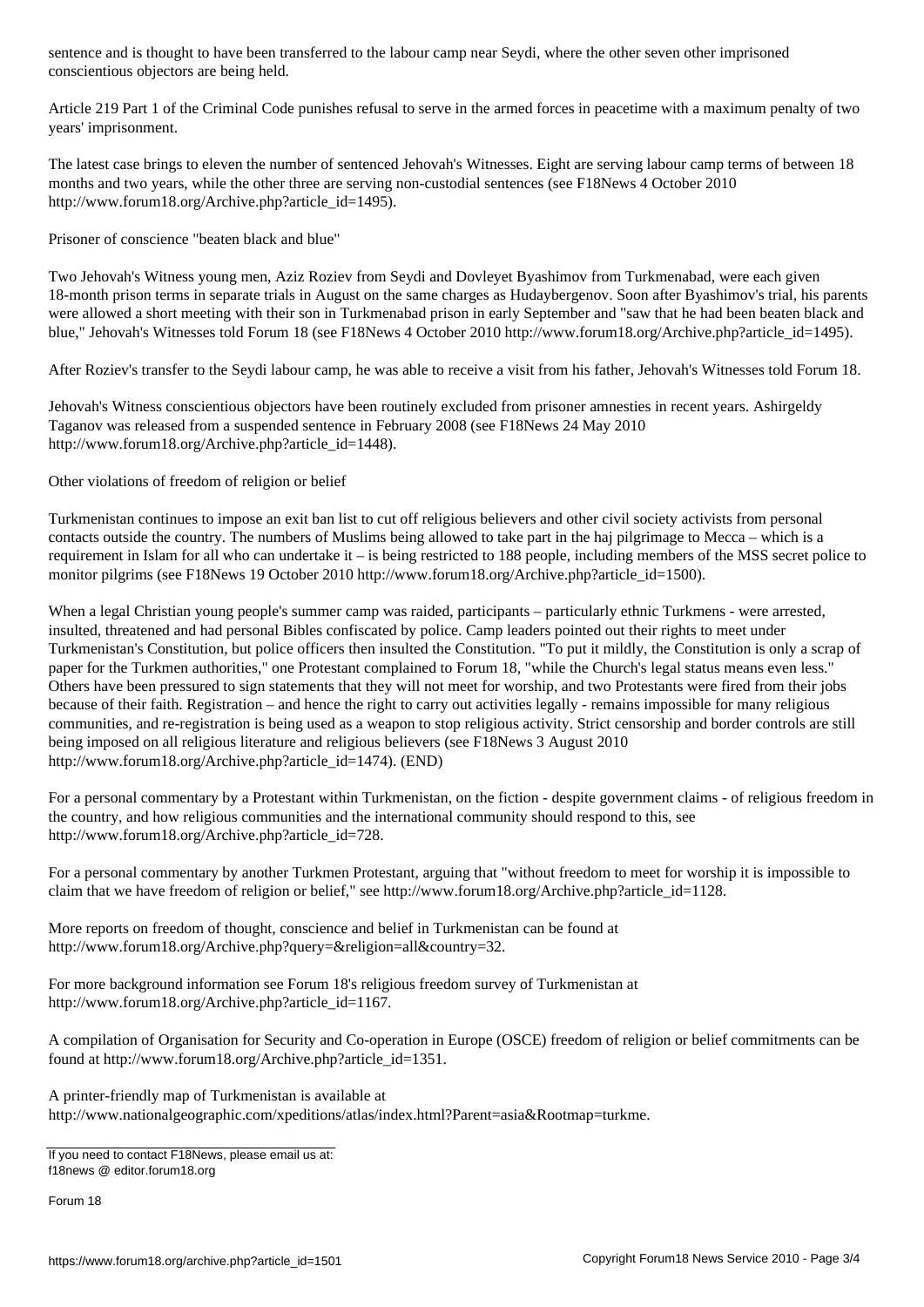sentence and is thought to have been transferred to the labour camp near Seydi, where the other seven other imprisoned conscientious objectors are being held.

Article 219 Part 1 of the Criminal Code punishes refusal to serve in the armed forces in peacetime with a maximum penalty of two years' imprisonment.

The latest case brings to eleven the number of sentenced Jehovah's Witnesses. Eight are serving labour camp terms of between 18 months and two years, while the other three are serving non-custodial sentences (see F18News 4 October 2010 http://www.forum18.org/Archive.php?article_id=1495).

## Prisoner of conscience "beaten black and blue"

Two Jehovah's Witness young men, Aziz Roziev from Seydi and Dovleyet Byashimov from Turkmenabad, were each given 18-month prison terms in separate trials in August on the same charges as Hudaybergenov. Soon after Byashimov's trial, his parents were allowed a short meeting with their son in Turkmenabad prison in early September and "saw that he had been beaten black and blue," Jehovah's Witnesses told Forum 18 (see F18News 4 October 2010 http://www.forum18.org/Archive.php?article_id=1495).

After Roziev's transfer to the Seydi labour camp, he was able to receive a visit from his father, Jehovah's Witnesses told Forum 18.

Jehovah's Witness conscientious objectors have been routinely excluded from prisoner amnesties in recent years. Ashirgeldy Taganov was released from a suspended sentence in February 2008 (see F18News 24 May 2010 http://www.forum18.org/Archive.php?article_id=1448).

## Other violations of freedom of religion or belief

Turkmenistan continues to impose an exit ban list to cut off religious believers and other civil society activists from personal contacts outside the country. The numbers of Muslims being allowed to take part in the haj pilgrimage to Mecca – which is a requirement in Islam for all who can undertake it – is being restricted to 188 people, including members of the MSS secret police to monitor pilgrims (see F18News 19 October 2010 http://www.forum18.org/Archive.php?article_id=1500).

When a legal Christian young people's summer camp was raided, participants – particularly ethnic Turkmens - were arrested, insulted, threatened and had personal Bibles confiscated by police. Camp leaders pointed out their rights to meet under Turkmenistan's Constitution, but police officers then insulted the Constitution. "To put it mildly, the Constitution is only a scrap of paper for the Turkmen authorities," one Protestant complained to Forum 18, "while the Church's legal status means even less." Others have been pressured to sign statements that they will not meet for worship, and two Protestants were fired from their jobs because of their faith. Registration – and hence the right to carry out activities legally - remains impossible for many religious communities, and re-registration is being used as a weapon to stop religious activity. Strict censorship and border controls are still being imposed on all religious literature and religious believers (see F18News 3 August 2010 http://www.forum18.org/Archive.php?article_id=1474). (END)

For a personal commentary by a Protestant within Turkmenistan, on the fiction - despite government claims - of religious freedom in the country, and how religious communities and the international community should respond to this, see http://www.forum18.org/Archive.php?article_id=728.

For a personal commentary by another Turkmen Protestant, arguing that "without freedom to meet for worship it is impossible to claim that we have freedom of religion or belief," see http://www.forum18.org/Archive.php?article_id=1128.

More reports on freedom of thought, conscience and belief in Turkmenistan can be found at http://www.forum18.org/Archive.php?query=&religion=all&country=32.

For more background information see Forum 18's religious freedom survey of Turkmenistan at http://www.forum18.org/Archive.php?article_id=1167.

A compilation of Organisation for Security and Co-operation in Europe (OSCE) freedom of religion or belief commitments can be found at http://www.forum18.org/Archive.php?article_id=1351.

A printer-friendly map of Turkmenistan is available at http://www.nationalgeographic.com/xpeditions/atlas/index.html?Parent=asia&Rootmap=turkme.

If you need to contact F18News, please email us at:
f18news @ editor.forum18.org

Forum 18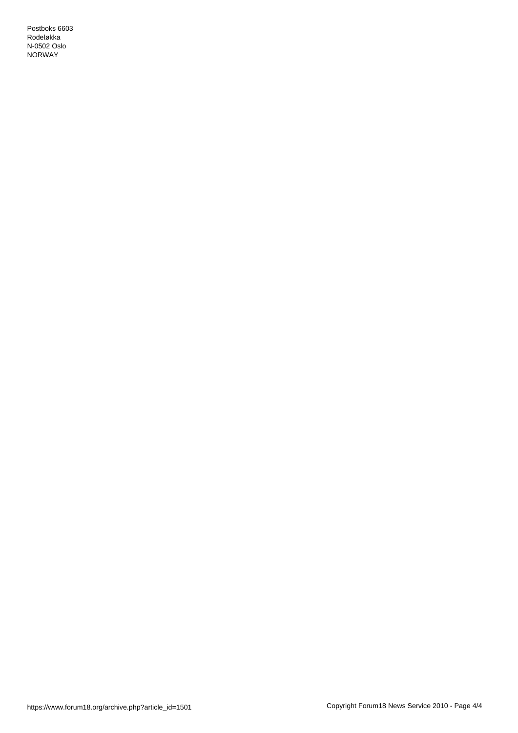Postboks 6603
Rodeløkka
N-0502 Oslo
NORWAY